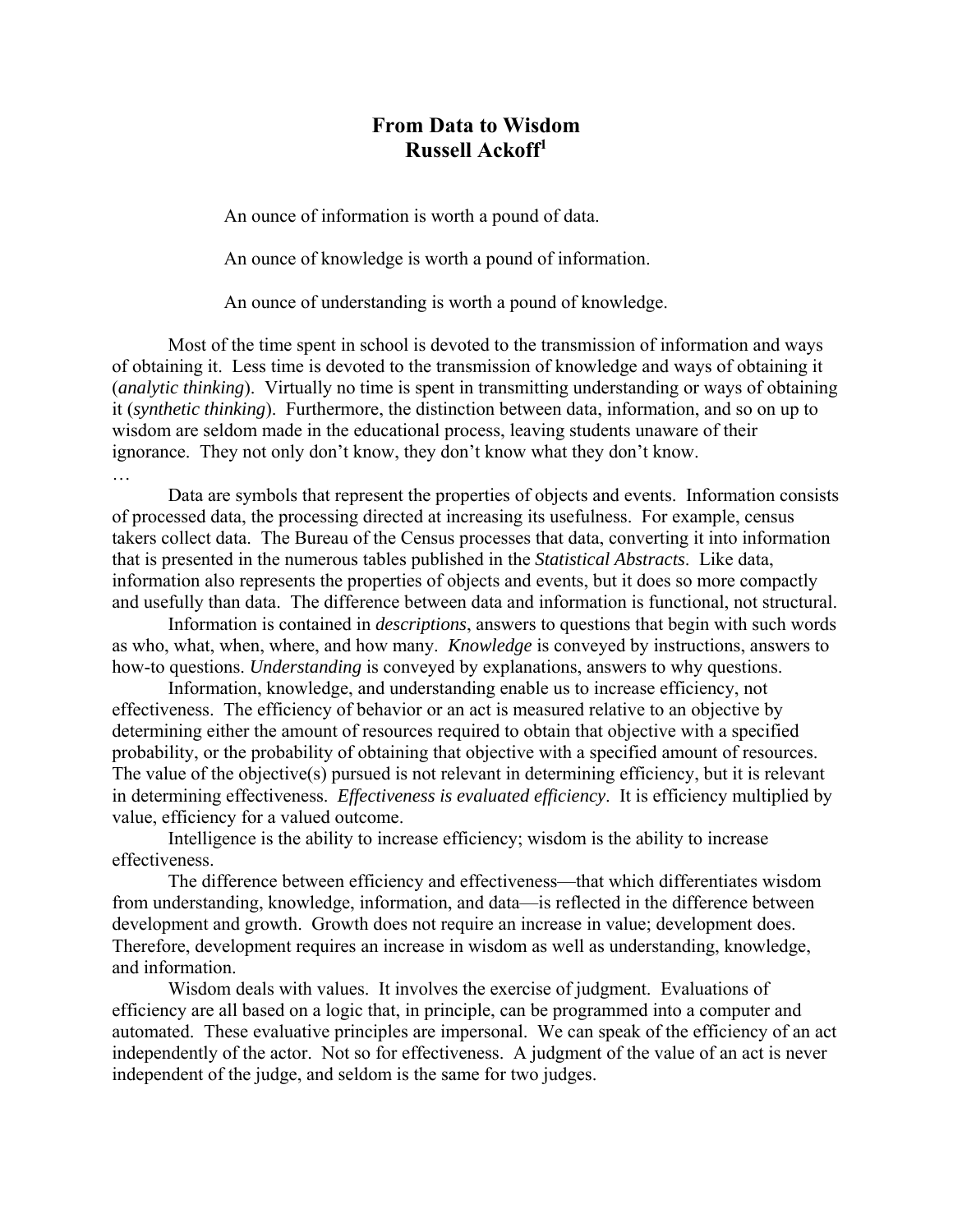# From Data to Wisdom
## Russell Ackoff[1]

> An ounce of information is worth a pound of data.
>
> An ounce of knowledge is worth a pound of information.
>
> An ounce of understanding is worth a pound of knowledge.

Most of the time spent in school is devoted to the transmission of information and ways of obtaining it. Less time is devoted to the transmission of knowledge and ways of obtaining it (*analytic thinking*). Virtually no time is spent in transmitting understanding or ways of obtaining it (*synthetic thinking*). Furthermore, the distinction between data, information, and so on up to wisdom are seldom made in the educational process, leaving students unaware of their ignorance. They not only don't know, they don't know what they don't know.

…

Data are symbols that represent the properties of objects and events. Information consists of processed data, the processing directed at increasing its usefulness. For example, census takers collect data. The Bureau of the Census processes that data, converting it into information that is presented in the numerous tables published in the *Statistical Abstracts*. Like data, information also represents the properties of objects and events, but it does so more compactly and usefully than data. The difference between data and information is functional, not structural.

Information is contained in *descriptions*, answers to questions that begin with such words as who, what, when, where, and how many. *Knowledge* is conveyed by instructions, answers to how-to questions. *Understanding* is conveyed by explanations, answers to why questions.

Information, knowledge, and understanding enable us to increase efficiency, not effectiveness. The efficiency of behavior or an act is measured relative to an objective by determining either the amount of resources required to obtain that objective with a specified probability, or the probability of obtaining that objective with a specified amount of resources. The value of the objective(s) pursued is not relevant in determining efficiency, but it is relevant in determining effectiveness. *Effectiveness is evaluated efficiency*. It is efficiency multiplied by value, efficiency for a valued outcome.

Intelligence is the ability to increase efficiency; wisdom is the ability to increase effectiveness.

The difference between efficiency and effectiveness—that which differentiates wisdom from understanding, knowledge, information, and data—is reflected in the difference between development and growth. Growth does not require an increase in value; development does. Therefore, development requires an increase in wisdom as well as understanding, knowledge, and information.

Wisdom deals with values. It involves the exercise of judgment. Evaluations of efficiency are all based on a logic that, in principle, can be programmed into a computer and automated. These evaluative principles are impersonal. We can speak of the efficiency of an act independently of the actor. Not so for effectiveness. A judgment of the value of an act is never independent of the judge, and seldom is the same for two judges.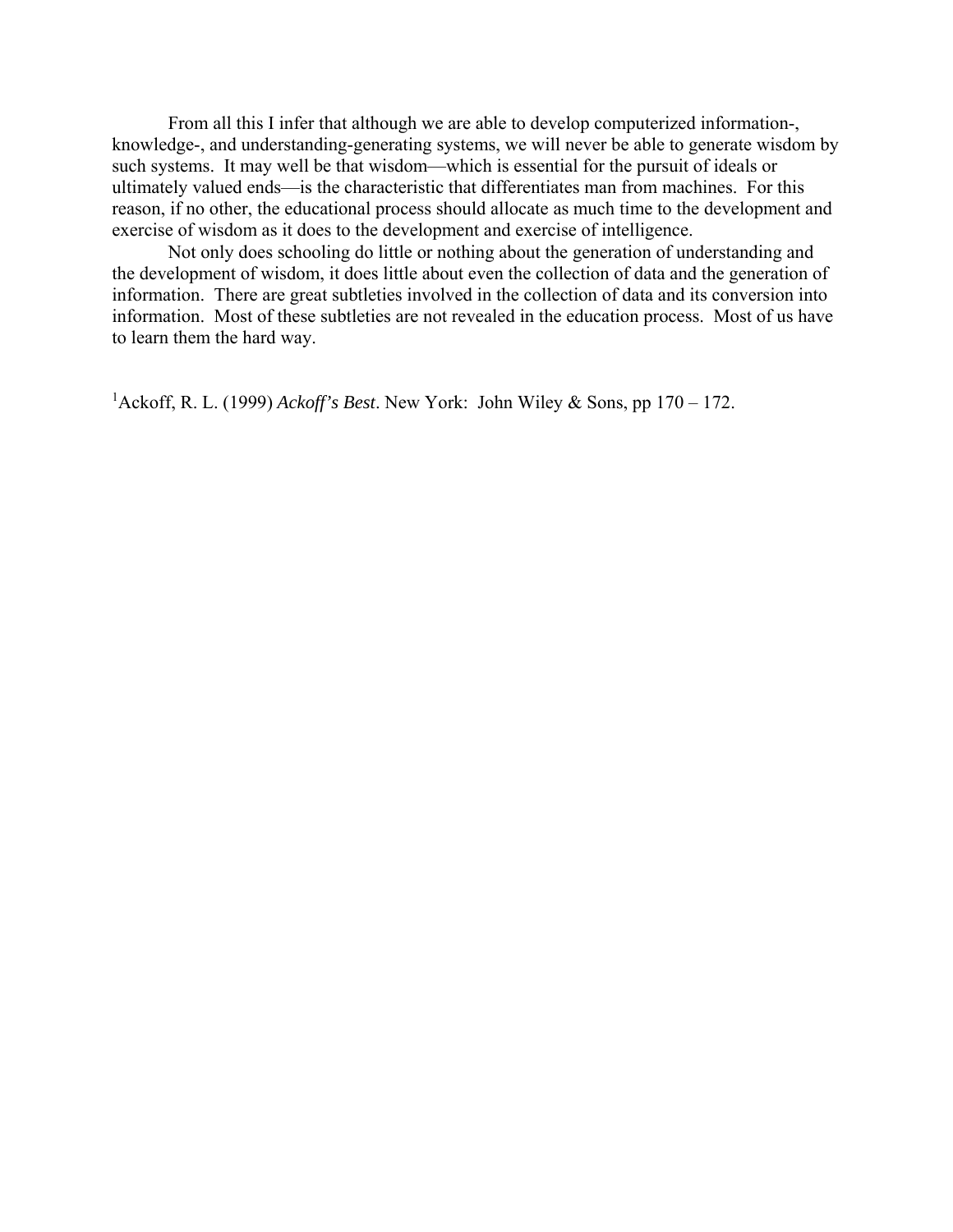From all this I infer that although we are able to develop computerized information-, knowledge-, and understanding-generating systems, we will never be able to generate wisdom by such systems. It may well be that wisdom—which is essential for the pursuit of ideals or ultimately valued ends—is the characteristic that differentiates man from machines. For this reason, if no other, the educational process should allocate as much time to the development and exercise of wisdom as it does to the development and exercise of intelligence.

Not only does schooling do little or nothing about the generation of understanding and the development of wisdom, it does little about even the collection of data and the generation of information. There are great subtleties involved in the collection of data and its conversion into information. Most of these subtleties are not revealed in the education process. Most of us have to learn them the hard way.

[1]Ackoff, R. L. (1999) *Ackoff's Best*. New York: John Wiley & Sons, pp 170 – 172.